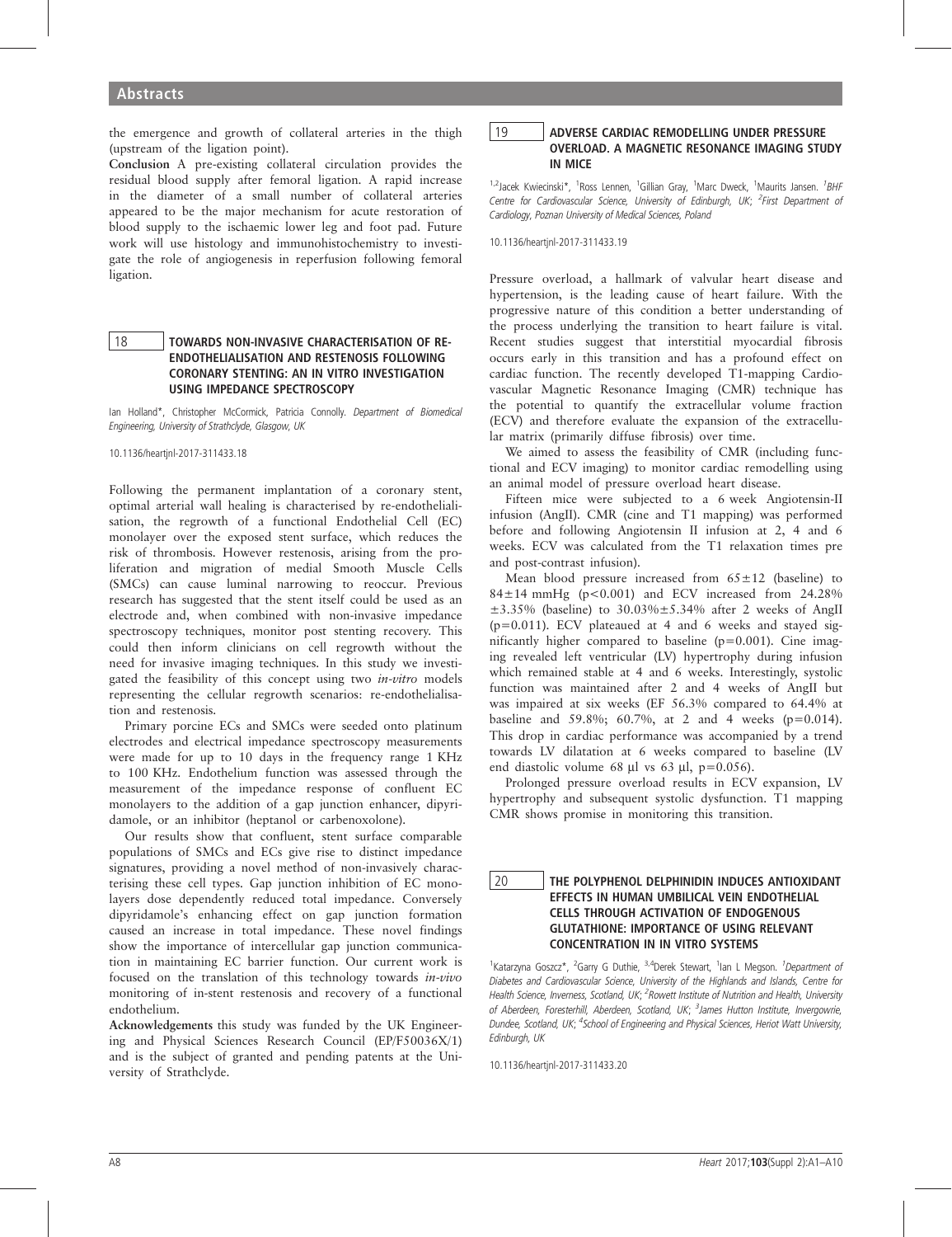the emergence and growth of collateral arteries in the thigh (upstream of the ligation point).

**Conclusion** A pre-existing collateral circulation provides the residual blood supply after femoral ligation. A rapid increase in the diameter of a small number of collateral arteries appeared to be the major mechanism for acute restoration of blood supply to the ischaemic lower leg and foot pad. Future work will use histology and immunohistochemistry to investigate the role of angiogenesis in reperfusion following femoral ligation.

## 18 TOWARDS NON-INVASIVE CHARACTERISATION OF RE-ENDOTHELIALISATION AND RESTENOSIS FOLLOWING CORONARY STENTING: AN IN VITRO INVESTIGATION USING IMPEDANCE SPECTROSCOPY

Ian Holland*, Christopher McCormick, Patricia Connolly. *Department of Biomedical Engineering, University of Strathclyde, Glasgow, UK*

10.1136/heartjnl-2017-311433.18

Following the permanent implantation of a coronary stent, optimal arterial wall healing is characterised by re-endothelialisation, the regrowth of a functional Endothelial Cell (EC) monolayer over the exposed stent surface, which reduces the risk of thrombosis. However restenosis, arising from the proliferation and migration of medial Smooth Muscle Cells (SMCs) can cause luminal narrowing to reoccur. Previous research has suggested that the stent itself could be used as an electrode and, when combined with non-invasive impedance spectroscopy techniques, monitor post stenting recovery. This could then inform clinicians on cell regrowth without the need for invasive imaging techniques. In this study we investigated the feasibility of this concept using two *in-vitro* models representing the cellular regrowth scenarios: re-endothelialisation and restenosis.

Primary porcine ECs and SMCs were seeded onto platinum electrodes and electrical impedance spectroscopy measurements were made for up to 10 days in the frequency range 1 KHz to 100 KHz. Endothelium function was assessed through the measurement of the impedance response of confluent EC monolayers to the addition of a gap junction enhancer, dipyridamole, or an inhibitor (heptanol or carbenoxolone).

Our results show that confluent, stent surface comparable populations of SMCs and ECs give rise to distinct impedance signatures, providing a novel method of non-invasively characterising these cell types. Gap junction inhibition of EC monolayers dose dependently reduced total impedance. Conversely dipyridamole's enhancing effect on gap junction formation caused an increase in total impedance. These novel findings show the importance of intercellular gap junction communication in maintaining EC barrier function. Our current work is focused on the translation of this technology towards *in-vivo* monitoring of in-stent restenosis and recovery of a functional endothelium.

**Acknowledgements** this study was funded by the UK Engineering and Physical Sciences Research Council (EP/F50036X/1) and is the subject of granted and pending patents at the University of Strathclyde.

## 19 ADVERSE CARDIAC REMODELLING UNDER PRESSURE OVERLOAD. A MAGNETIC RESONANCE IMAGING STUDY IN MICE

[1,2]Jacek Kwiecinski*, [1]Ross Lennen, [1]Gillian Gray, [1]Marc Dweck, [1]Maurits Jansen. [1]*BHF Centre for Cardiovascular Science, University of Edinburgh, UK;* [2]*First Department of Cardiology, Poznan University of Medical Sciences, Poland*

10.1136/heartjnl-2017-311433.19

Pressure overload, a hallmark of valvular heart disease and hypertension, is the leading cause of heart failure. With the progressive nature of this condition a better understanding of the process underlying the transition to heart failure is vital. Recent studies suggest that interstitial myocardial fibrosis occurs early in this transition and has a profound effect on cardiac function. The recently developed T1-mapping Cardiovascular Magnetic Resonance Imaging (CMR) technique has the potential to quantify the extracellular volume fraction (ECV) and therefore evaluate the expansion of the extracellular matrix (primarily diffuse fibrosis) over time.

We aimed to assess the feasibility of CMR (including functional and ECV imaging) to monitor cardiac remodelling using an animal model of pressure overload heart disease.

Fifteen mice were subjected to a 6 week Angiotensin-II infusion (AngII). CMR (cine and T1 mapping) was performed before and following Angiotensin II infusion at 2, 4 and 6 weeks. ECV was calculated from the T1 relaxation times pre and post-contrast infusion).

Mean blood pressure increased from $65\pm12$ (baseline) to $84\pm14$ mmHg ($p<0.001$) and ECV increased from 24.28% $\pm3.35\%$ (baseline) to $30.03\%\pm5.34\%$ after 2 weeks of AngII ($p=0.011$). ECV plateaued at 4 and 6 weeks and stayed significantly higher compared to baseline ($p=0.001$). Cine imaging revealed left ventricular (LV) hypertrophy during infusion which remained stable at 4 and 6 weeks. Interestingly, systolic function was maintained after 2 and 4 weeks of AngII but was impaired at six weeks (EF 56.3% compared to 64.4% at baseline and 59.8%; 60.7%, at 2 and 4 weeks ($p=0.014$). This drop in cardiac performance was accompanied by a trend towards LV dilatation at 6 weeks compared to baseline (LV end diastolic volume 68 µl vs 63 µl, $p=0.056$).

Prolonged pressure overload results in ECV expansion, LV hypertrophy and subsequent systolic dysfunction. T1 mapping CMR shows promise in monitoring this transition.

## 20 THE POLYPHENOL DELPHINIDIN INDUCES ANTIOXIDANT EFFECTS IN HUMAN UMBILICAL VEIN ENDOTHELIAL CELLS THROUGH ACTIVATION OF ENDOGENOUS GLUTATHIONE: IMPORTANCE OF USING RELEVANT CONCENTRATION IN IN VITRO SYSTEMS

[1]Katarzyna Goszcz*, [2]Garry G Duthie, [3,4]Derek Stewart, [1]Ian L Megson. [1]*Department of Diabetes and Cardiovascular Science, University of the Highlands and Islands, Centre for Health Science, Inverness, Scotland, UK;* [2]*Rowett Institute of Nutrition and Health, University of Aberdeen, Foresterhill, Aberdeen, Scotland, UK;* [3]*James Hutton Institute, Invergowrie, Dundee, Scotland, UK;* [4]*School of Engineering and Physical Sciences, Heriot Watt University, Edinburgh, UK*

10.1136/heartjnl-2017-311433.20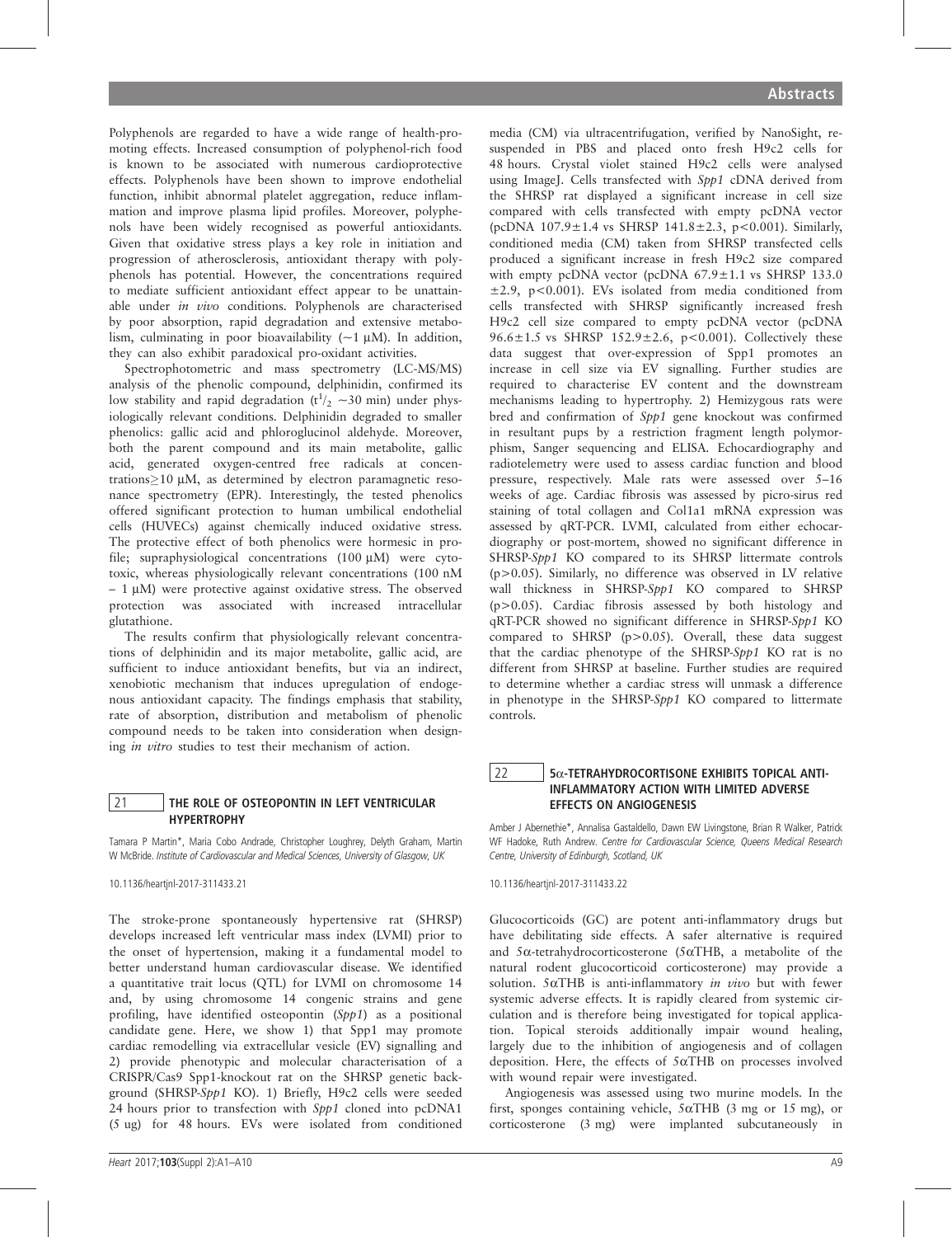Polyphenols are regarded to have a wide range of health-promoting effects. Increased consumption of polyphenol-rich food is known to be associated with numerous cardioprotective effects. Polyphenols have been shown to improve endothelial function, inhibit abnormal platelet aggregation, reduce inflammation and improve plasma lipid profiles. Moreover, polyphenols have been widely recognised as powerful antioxidants. Given that oxidative stress plays a key role in initiation and progression of atherosclerosis, antioxidant therapy with polyphenols has potential. However, the concentrations required to mediate sufficient antioxidant effect appear to be unattainable under *in vivo* conditions. Polyphenols are characterised by poor absorption, rapid degradation and extensive metabolism, culminating in poor bioavailability (~1 μM). In addition, they can also exhibit paradoxical pro-oxidant activities.

Spectrophotometric and mass spectrometry (LC-MS/MS) analysis of the phenolic compound, delphinidin, confirmed its low stability and rapid degradation ($t^1/_2$ ~30 min) under physiologically relevant conditions. Delphinidin degraded to smaller phenolics: gallic acid and phloroglucinol aldehyde. Moreover, both the parent compound and its main metabolite, gallic acid, generated oxygen-centred free radicals at concentrations≥10 μM, as determined by electron paramagnetic resonance spectrometry (EPR). Interestingly, the tested phenolics offered significant protection to human umbilical endothelial cells (HUVECs) against chemically induced oxidative stress. The protective effect of both phenolics were hormesic in profile; supraphysiological concentrations (100 μM) were cytotoxic, whereas physiologically relevant concentrations (100 nM – 1 μM) were protective against oxidative stress. The observed protection was associated with increased intracellular glutathione.

The results confirm that physiologically relevant concentrations of delphinidin and its major metabolite, gallic acid, are sufficient to induce antioxidant benefits, but via an indirect, xenobiotic mechanism that induces upregulation of endogenous antioxidant capacity. The findings emphasis that stability, rate of absorption, distribution and metabolism of phenolic compound needs to be taken into consideration when designing *in vitro* studies to test their mechanism of action.

## 21 THE ROLE OF OSTEOPONTIN IN LEFT VENTRICULAR HYPERTROPHY

Tamara P Martin*, Maria Cobo Andrade, Christopher Loughrey, Delyth Graham, Martin W McBride. *Institute of Cardiovascular and Medical Sciences, University of Glasgow, UK*

10.1136/heartjnl-2017-311433.21

The stroke-prone spontaneously hypertensive rat (SHRSP) develops increased left ventricular mass index (LVMI) prior to the onset of hypertension, making it a fundamental model to better understand human cardiovascular disease. We identified a quantitative trait locus (QTL) for LVMI on chromosome 14 and, by using chromosome 14 congenic strains and gene profiling, have identified osteopontin (*Spp1*) as a positional candidate gene. Here, we show 1) that Spp1 may promote cardiac remodelling via extracellular vesicle (EV) signalling and 2) provide phenotypic and molecular characterisation of a CRISPR/Cas9 Spp1-knockout rat on the SHRSP genetic background (SHRSP-*Spp1* KO). 1) Briefly, H9c2 cells were seeded 24 hours prior to transfection with *Spp1* cloned into pcDNA1 (5 ug) for 48 hours. EVs were isolated from conditioned media (CM) via ultracentrifugation, verified by NanoSight, resuspended in PBS and placed onto fresh H9c2 cells for 48 hours. Crystal violet stained H9c2 cells were analysed using ImageJ. Cells transfected with *Spp1* cDNA derived from the SHRSP rat displayed a significant increase in cell size compared with cells transfected with empty pcDNA vector (pcDNA 107.9±1.4 vs SHRSP 141.8±2.3, $p<0.001$). Similarly, conditioned media (CM) taken from SHRSP transfected cells produced a significant increase in fresh H9c2 size compared with empty pcDNA vector (pcDNA 67.9±1.1 vs SHRSP 133.0 ±2.9, $p<0.001$). EVs isolated from media conditioned from cells transfected with SHRSP significantly increased fresh H9c2 cell size compared to empty pcDNA vector (pcDNA 96.6±1.5 vs SHRSP 152.9±2.6, $p<0.001$). Collectively these data suggest that over-expression of Spp1 promotes an increase in cell size via EV signalling. Further studies are required to characterise EV content and the downstream mechanisms leading to hypertrophy. 2) Hemizygous rats were bred and confirmation of *Spp1* gene knockout was confirmed in resultant pups by a restriction fragment length polymorphism, Sanger sequencing and ELISA. Echocardiography and radiotelemetry were used to assess cardiac function and blood pressure, respectively. Male rats were assessed over 5–16 weeks of age. Cardiac fibrosis was assessed by picro-sirus red staining of total collagen and Col1a1 mRNA expression was assessed by qRT-PCR. LVMI, calculated from either echocardiography or post-mortem, showed no significant difference in SHRSP-*Spp1* KO compared to its SHRSP littermate controls ($p>0.05$). Similarly, no difference was observed in LV relative wall thickness in SHRSP-*Spp1* KO compared to SHRSP ($p>0.05$). Cardiac fibrosis assessed by both histology and qRT-PCR showed no significant difference in SHRSP-*Spp1* KO compared to SHRSP ($p>0.05$). Overall, these data suggest that the cardiac phenotype of the SHRSP-*Spp1* KO rat is no different from SHRSP at baseline. Further studies are required to determine whether a cardiac stress will unmask a difference in phenotype in the SHRSP-*Spp1* KO compared to littermate controls.

## 22 5α-TETRAHYDROCORTISONE EXHIBITS TOPICAL ANTI-INFLAMMATORY ACTION WITH LIMITED ADVERSE EFFECTS ON ANGIOGENESIS

Amber J Abernethie*, Annalisa Gastaldello, Dawn EW Livingstone, Brian R Walker, Patrick WF Hadoke, Ruth Andrew. *Centre for Cardiovascular Science, Queens Medical Research Centre, University of Edinburgh, Scotland, UK*

10.1136/heartjnl-2017-311433.22

Glucocorticoids (GC) are potent anti-inflammatory drugs but have debilitating side effects. A safer alternative is required and 5α-tetrahydrocorticosterone (5αTHB, a metabolite of the natural rodent glucocorticoid corticosterone) may provide a solution. 5αTHB is anti-inflammatory *in vivo* but with fewer systemic adverse effects. It is rapidly cleared from systemic circulation and is therefore being investigated for topical application. Topical steroids additionally impair wound healing, largely due to the inhibition of angiogenesis and of collagen deposition. Here, the effects of 5αTHB on processes involved with wound repair were investigated.

Angiogenesis was assessed using two murine models. In the first, sponges containing vehicle, 5αTHB (3 mg or 15 mg), or corticosterone (3 mg) were implanted subcutaneously in